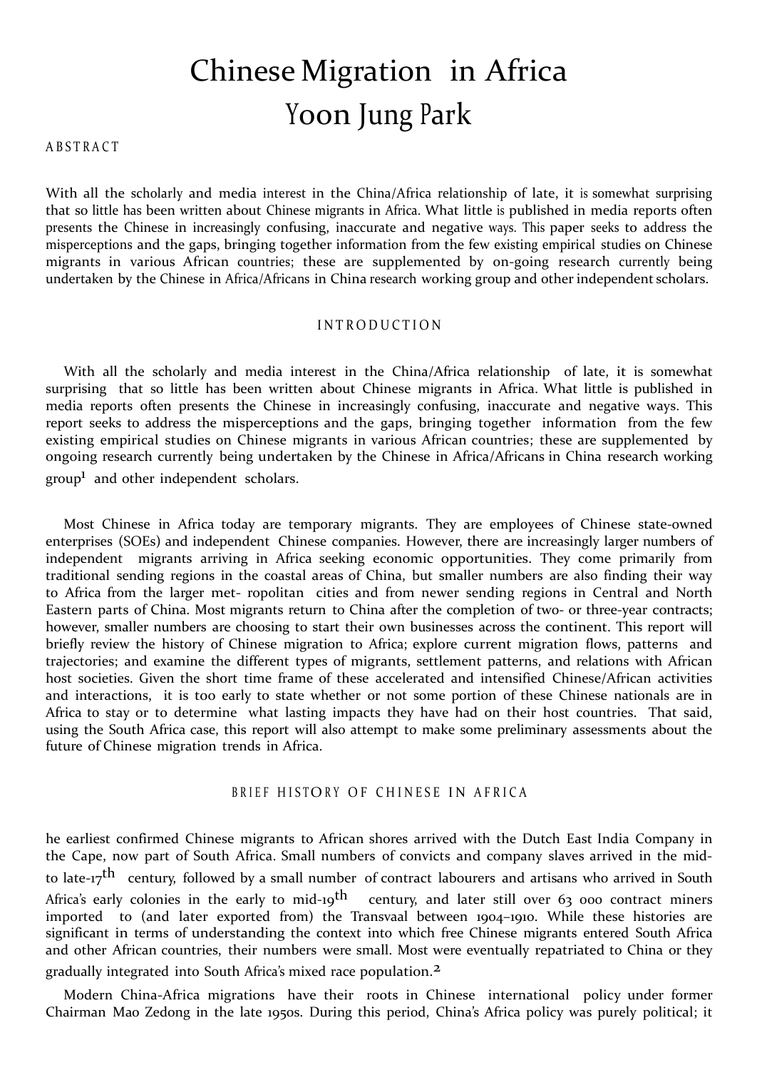# Chinese Migration in Africa

# Yoon Jung Park

ABSTRACT

With all the scholarly and media interest in the China/Africa relationship of late, it is somewhat surprising that so little has been written about Chinese migrants in Africa. What little is published in media reports often presents the Chinese in increasingly confusing, inaccurate and negative ways. This paper seeks to address the misperceptions and the gaps, bringing together information from the few existing empirical studies on Chinese migrants in various African countries; these are supplemented by on-going research currently being undertaken by the Chinese in Africa/Africans in China research working group and other independent scholars.

## INTRODUCTION

With all the scholarly and media interest in the China/Africa relationship of late, it is somewhat surprising that so little has been written about Chinese migrants in Africa. What little is published in media reports often presents the Chinese in increasingly confusing, inaccurate and negative ways. This report seeks to address the misperceptions and the gaps, bringing together information from the few existing empirical studies on Chinese migrants in various African countries; these are supplemented by ongoing research currently being undertaken by the Chinese in Africa/Africans in China research working group[1] and other independent scholars.

Most Chinese in Africa today are temporary migrants. They are employees of Chinese state-owned enterprises (SOEs) and independent Chinese companies. However, there are increasingly larger numbers of independent migrants arriving in Africa seeking economic opportunities. They come primarily from traditional sending regions in the coastal areas of China, but smaller numbers are also finding their way to Africa from the larger met- ropolitan cities and from newer sending regions in Central and North Eastern parts of China. Most migrants return to China after the completion of two- or three-year contracts; however, smaller numbers are choosing to start their own businesses across the continent. This report will briefly review the history of Chinese migration to Africa; explore current migration flows, patterns and trajectories; and examine the different types of migrants, settlement patterns, and relations with African host societies. Given the short time frame of these accelerated and intensified Chinese/African activities and interactions, it is too early to state whether or not some portion of these Chinese nationals are in Africa to stay or to determine what lasting impacts they have had on their host countries. That said, using the South Africa case, this report will also attempt to make some preliminary assessments about the future of Chinese migration trends in Africa.

## BRIEF HISTORY OF CHINESE IN AFRICA

he earliest confirmed Chinese migrants to African shores arrived with the Dutch East India Company in the Cape, now part of South Africa. Small numbers of convicts and company slaves arrived in the mid- to late-17th century, followed by a small number of contract labourers and artisans who arrived in South Africa's early colonies in the early to mid-19th century, and later still over 63 000 contract miners imported to (and later exported from) the Transvaal between 1904–1910. While these histories are significant in terms of understanding the context into which free Chinese migrants entered South Africa and other African countries, their numbers were small. Most were eventually repatriated to China or they gradually integrated into South Africa's mixed race population.[2]

Modern China-Africa migrations have their roots in Chinese international policy under former Chairman Mao Zedong in the late 1950s. During this period, China's Africa policy was purely political; it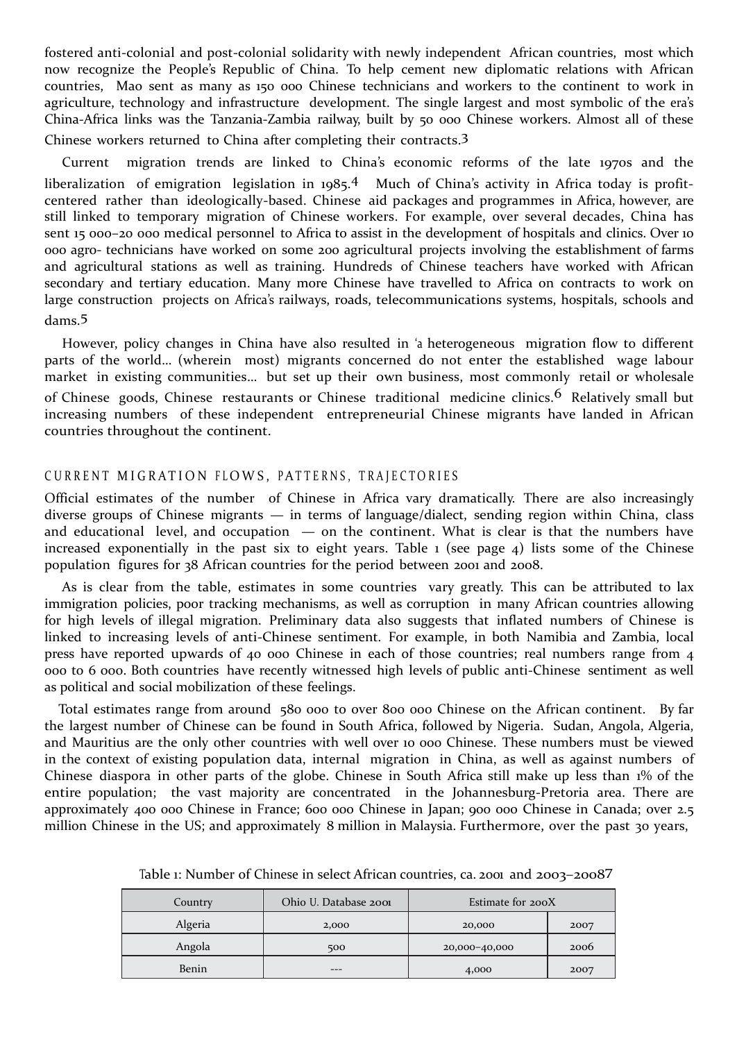fostered anti-colonial and post-colonial solidarity with newly independent African countries, most which now recognize the People's Republic of China. To help cement new diplomatic relations with African countries, Mao sent as many as 150 000 Chinese technicians and workers to the continent to work in agriculture, technology and infrastructure development. The single largest and most symbolic of the era's China-Africa links was the Tanzania-Zambia railway, built by 50 000 Chinese workers. Almost all of these Chinese workers returned to China after completing their contracts.[3]

Current migration trends are linked to China's economic reforms of the late 1970s and the liberalization of emigration legislation in 1985.[4] Much of China's activity in Africa today is profit-centered rather than ideologically-based. Chinese aid packages and programmes in Africa, however, are still linked to temporary migration of Chinese workers. For example, over several decades, China has sent 15 000–20 000 medical personnel to Africa to assist in the development of hospitals and clinics. Over 10 000 agro- technicians have worked on some 200 agricultural projects involving the establishment of farms and agricultural stations as well as training. Hundreds of Chinese teachers have worked with African secondary and tertiary education. Many more Chinese have travelled to Africa on contracts to work on large construction projects on Africa's railways, roads, telecommunications systems, hospitals, schools and dams.[5]

However, policy changes in China have also resulted in 'a heterogeneous migration flow to different parts of the world… (wherein most) migrants concerned do not enter the established wage labour market in existing communities… but set up their own business, most commonly retail or wholesale of Chinese goods, Chinese restaurants or Chinese traditional medicine clinics.[6] Relatively small but increasing numbers of these independent entrepreneurial Chinese migrants have landed in African countries throughout the continent.

## CURRENT MIGRATION FLOWS, PATTERNS, TRAJECTORIES

Official estimates of the number of Chinese in Africa vary dramatically. There are also increasingly diverse groups of Chinese migrants — in terms of language/dialect, sending region within China, class and educational level, and occupation — on the continent. What is clear is that the numbers have increased exponentially in the past six to eight years. Table 1 (see page 4) lists some of the Chinese population figures for 38 African countries for the period between 2001 and 2008.

As is clear from the table, estimates in some countries vary greatly. This can be attributed to lax immigration policies, poor tracking mechanisms, as well as corruption in many African countries allowing for high levels of illegal migration. Preliminary data also suggests that inflated numbers of Chinese is linked to increasing levels of anti-Chinese sentiment. For example, in both Namibia and Zambia, local press have reported upwards of 40 000 Chinese in each of those countries; real numbers range from 4 000 to 6 000. Both countries have recently witnessed high levels of public anti-Chinese sentiment as well as political and social mobilization of these feelings.

Total estimates range from around 580 000 to over 800 000 Chinese on the African continent. By far the largest number of Chinese can be found in South Africa, followed by Nigeria. Sudan, Angola, Algeria, and Mauritius are the only other countries with well over 10 000 Chinese. These numbers must be viewed in the context of existing population data, internal migration in China, as well as against numbers of Chinese diaspora in other parts of the globe. Chinese in South Africa still make up less than 1% of the entire population; the vast majority are concentrated in the Johannesburg-Pretoria area. There are approximately 400 000 Chinese in France; 600 000 Chinese in Japan; 900 000 Chinese in Canada; over 2.5 million Chinese in the US; and approximately 8 million in Malaysia. Furthermore, over the past 30 years,

Table 1: Number of Chinese in select African countries, ca. 2001 and 2003–2008[7]

| Country | Ohio U. Database 2001 | Estimate for 200X | |
|---|---|---|---|
| Algeria | 2,000 | 20,000 | 2007 |
| Angola | 500 | 20,000–40,000 | 2006 |
| Benin | --- | 4,000 | 2007 |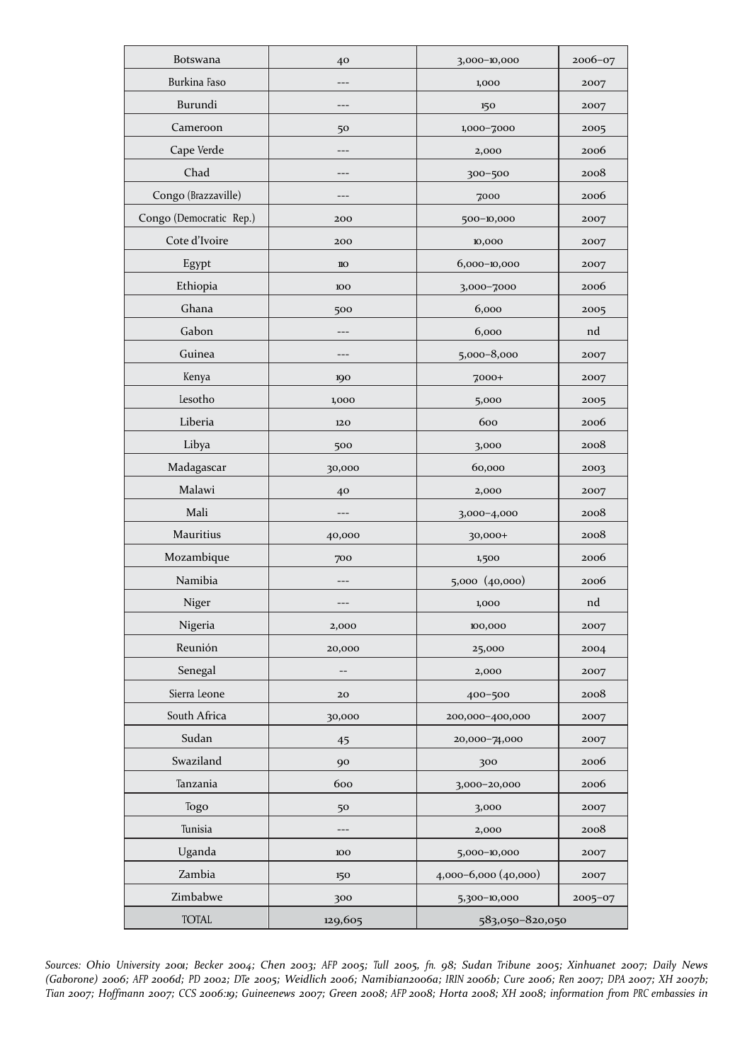| Botswana | 40 | 3,000–10,000 | 2006–07 |
|---|---|---|---|
| Burkina Faso | --- | 1,000 | 2007 |
| Burundi | --- | 150 | 2007 |
| Cameroon | 50 | 1,000–7,000 | 2005 |
| Cape Verde | --- | 2,000 | 2006 |
| Chad | --- | 300–500 | 2008 |
| Congo (Brazzaville) | --- | 7,000 | 2006 |
| Congo (Democratic Rep.) | 200 | 500–10,000 | 2007 |
| Cote d'Ivoire | 200 | 10,000 | 2007 |
| Egypt | 110 | 6,000–10,000 | 2007 |
| Ethiopia | 100 | 3,000–7,000 | 2006 |
| Ghana | 500 | 6,000 | 2005 |
| Gabon | --- | 6,000 | nd |
| Guinea | --- | 5,000–8,000 | 2007 |
| Kenya | 190 | 7,000+ | 2007 |
| Lesotho | 1,000 | 5,000 | 2005 |
| Liberia | 120 | 600 | 2006 |
| Libya | 500 | 3,000 | 2008 |
| Madagascar | 30,000 | 60,000 | 2003 |
| Malawi | 40 | 2,000 | 2007 |
| Mali | --- | 3,000–4,000 | 2008 |
| Mauritius | 40,000 | 30,000+ | 2008 |
| Mozambique | 700 | 1,500 | 2006 |
| Namibia | --- | 5,000 (40,000) | 2006 |
| Niger | --- | 1,000 | nd |
| Nigeria | 2,000 | 100,000 | 2007 |
| Reunión | 20,000 | 25,000 | 2004 |
| Senegal | -- | 2,000 | 2007 |
| Sierra Leone | 20 | 400–500 | 2008 |
| South Africa | 30,000 | 200,000–400,000 | 2007 |
| Sudan | 45 | 20,000–74,000 | 2007 |
| Swaziland | 90 | 300 | 2006 |
| Tanzania | 600 | 3,000–20,000 | 2006 |
| Togo | 50 | 3,000 | 2007 |
| Tunisia | --- | 2,000 | 2008 |
| Uganda | 100 | 5,000–10,000 | 2007 |
| Zambia | 150 | 4,000–6,000 (40,000) | 2007 |
| Zimbabwe | 300 | 5,300–10,000 | 2005–07 |
| TOTAL | 129,605 | 583,050–820,050 | |

*Sources: Ohio University 2001; Becker 2004; Chen 2003; AFP 2005; Tull 2005, fn. 98; Sudan Tribune 2005; Xinhuanet 2007; Daily News (Gaborone) 2006; AFP 2006d; PD 2002; DTe 2005; Weidlich 2006; Namibian2006a; IRIN 2006b; Cure 2006; Ren 2007; DPA 2007; XH 2007b; Tian 2007; Hoffmann 2007; CCS 2006:19; Guineenews 2007; Green 2008; AFP 2008; Horta 2008; XH 2008; information from PRC embassies in*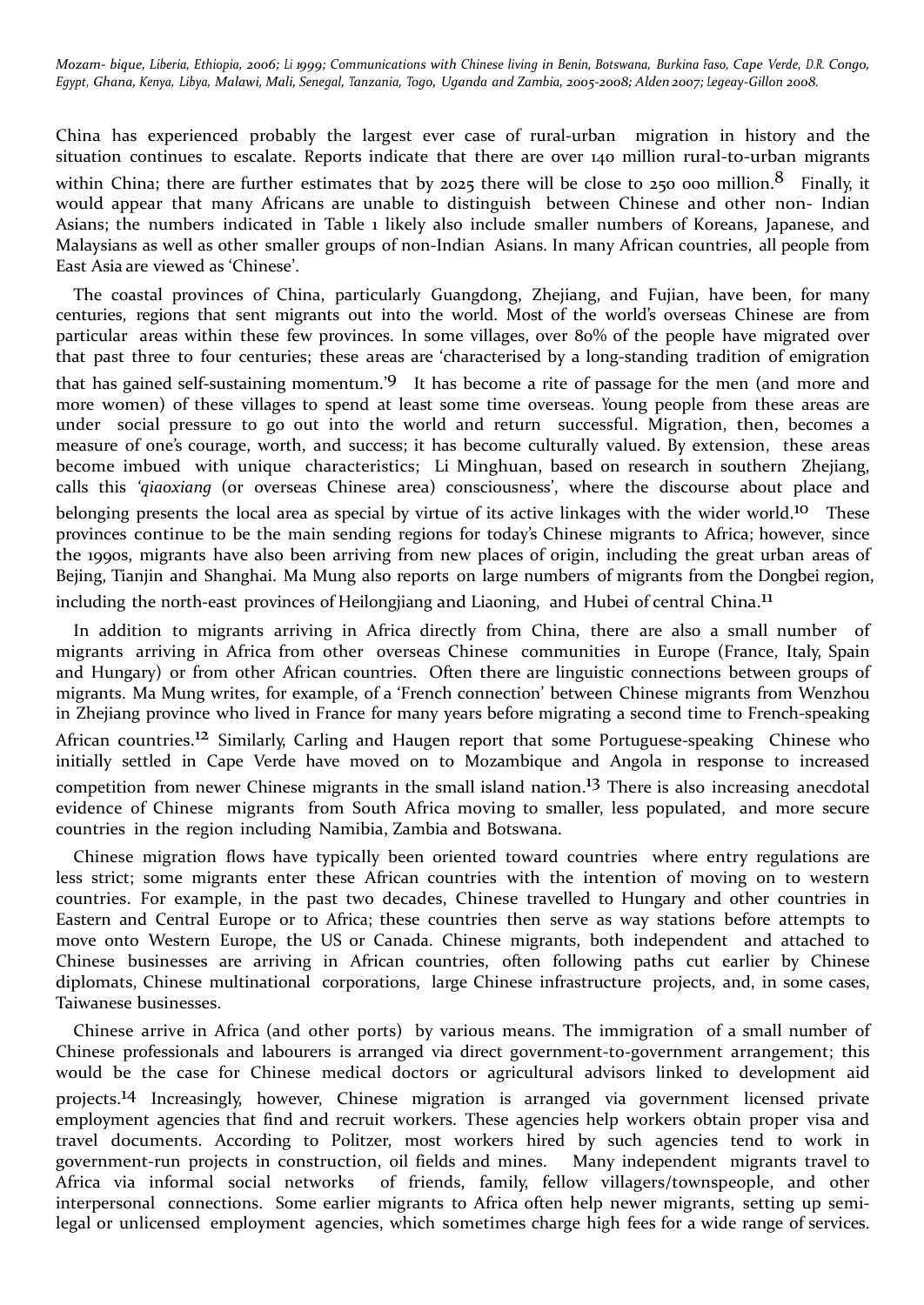*Mozam- bique, Liberia, Ethiopia, 2006; Li 1999; Communications with Chinese living in Benin, Botswana, Burkina Faso, Cape Verde, D.R. Congo, Egypt, Ghana, Kenya, Libya, Malawi, Mali, Senegal, Tanzania, Togo, Uganda and Zambia, 2005-2008; Alden 2007; Legeay-Gillon 2008.*

China has experienced probably the largest ever case of rural-urban migration in history and the situation continues to escalate. Reports indicate that there are over 140 million rural-to-urban migrants within China; there are further estimates that by 2025 there will be close to 250 000 million.[8] Finally, it would appear that many Africans are unable to distinguish between Chinese and other non- Indian Asians; the numbers indicated in Table 1 likely also include smaller numbers of Koreans, Japanese, and Malaysians as well as other smaller groups of non-Indian Asians. In many African countries, all people from East Asia are viewed as 'Chinese'.

The coastal provinces of China, particularly Guangdong, Zhejiang, and Fujian, have been, for many centuries, regions that sent migrants out into the world. Most of the world's overseas Chinese are from particular areas within these few provinces. In some villages, over 80% of the people have migrated over that past three to four centuries; these areas are 'characterised by a long-standing tradition of emigration that has gained self-sustaining momentum.'[9] It has become a rite of passage for the men (and more and more women) of these villages to spend at least some time overseas. Young people from these areas are under social pressure to go out into the world and return successful. Migration, then, becomes a measure of one's courage, worth, and success; it has become culturally valued. By extension, these areas become imbued with unique characteristics; Li Minghuan, based on research in southern Zhejiang, calls this '*qiaoxiang* (or overseas Chinese area) consciousness', where the discourse about place and belonging presents the local area as special by virtue of its active linkages with the wider world.[10] These provinces continue to be the main sending regions for today's Chinese migrants to Africa; however, since the 1990s, migrants have also been arriving from new places of origin, including the great urban areas of Bejing, Tianjin and Shanghai. Ma Mung also reports on large numbers of migrants from the Dongbei region, including the north-east provinces of Heilongjiang and Liaoning, and Hubei of central China.[11]

In addition to migrants arriving in Africa directly from China, there are also a small number of migrants arriving in Africa from other overseas Chinese communities in Europe (France, Italy, Spain and Hungary) or from other African countries. Often there are linguistic connections between groups of migrants. Ma Mung writes, for example, of a 'French connection' between Chinese migrants from Wenzhou in Zhejiang province who lived in France for many years before migrating a second time to French-speaking African countries.[12] Similarly, Carling and Haugen report that some Portuguese-speaking Chinese who initially settled in Cape Verde have moved on to Mozambique and Angola in response to increased competition from newer Chinese migrants in the small island nation.[13] There is also increasing anecdotal evidence of Chinese migrants from South Africa moving to smaller, less populated, and more secure countries in the region including Namibia, Zambia and Botswana.

Chinese migration flows have typically been oriented toward countries where entry regulations are less strict; some migrants enter these African countries with the intention of moving on to western countries. For example, in the past two decades, Chinese travelled to Hungary and other countries in Eastern and Central Europe or to Africa; these countries then serve as way stations before attempts to move onto Western Europe, the US or Canada. Chinese migrants, both independent and attached to Chinese businesses are arriving in African countries, often following paths cut earlier by Chinese diplomats, Chinese multinational corporations, large Chinese infrastructure projects, and, in some cases, Taiwanese businesses.

Chinese arrive in Africa (and other ports) by various means. The immigration of a small number of Chinese professionals and labourers is arranged via direct government-to-government arrangement; this would be the case for Chinese medical doctors or agricultural advisors linked to development aid projects.[14] Increasingly, however, Chinese migration is arranged via government licensed private employment agencies that find and recruit workers. These agencies help workers obtain proper visa and travel documents. According to Politzer, most workers hired by such agencies tend to work in government-run projects in construction, oil fields and mines. Many independent migrants travel to Africa via informal social networks of friends, family, fellow villagers/townspeople, and other interpersonal connections. Some earlier migrants to Africa often help newer migrants, setting up semi-legal or unlicensed employment agencies, which sometimes charge high fees for a wide range of services.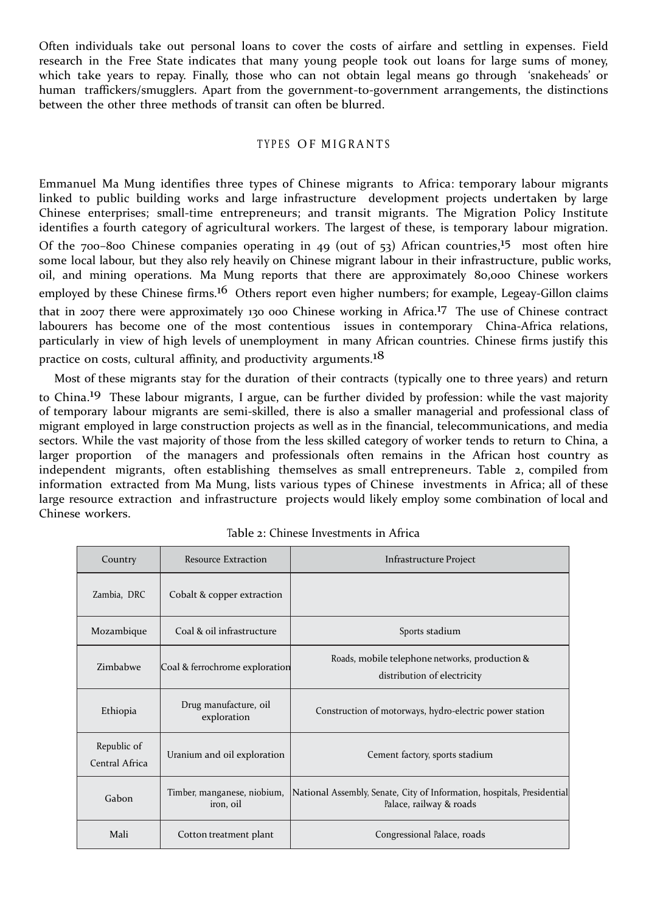Often individuals take out personal loans to cover the costs of airfare and settling in expenses. Field research in the Free State indicates that many young people took out loans for large sums of money, which take years to repay. Finally, those who can not obtain legal means go through 'snakeheads' or human traffickers/smugglers. Apart from the government-to-government arrangements, the distinctions between the other three methods of transit can often be blurred.

## TYPES OF MIGRANTS

Emmanuel Ma Mung identifies three types of Chinese migrants to Africa: temporary labour migrants linked to public building works and large infrastructure development projects undertaken by large Chinese enterprises; small-time entrepreneurs; and transit migrants. The Migration Policy Institute identifies a fourth category of agricultural workers. The largest of these, is temporary labour migration. Of the 700–800 Chinese companies operating in 49 (out of 53) African countries,[15] most often hire some local labour, but they also rely heavily on Chinese migrant labour in their infrastructure, public works, oil, and mining operations. Ma Mung reports that there are approximately 80,000 Chinese workers employed by these Chinese firms.[16] Others report even higher numbers; for example, Legeay-Gillon claims that in 2007 there were approximately 130 000 Chinese working in Africa.[17] The use of Chinese contract labourers has become one of the most contentious issues in contemporary China-Africa relations, particularly in view of high levels of unemployment in many African countries. Chinese firms justify this practice on costs, cultural affinity, and productivity arguments.[18]

Most of these migrants stay for the duration of their contracts (typically one to three years) and return to China.[19] These labour migrants, I argue, can be further divided by profession: while the vast majority of temporary labour migrants are semi-skilled, there is also a smaller managerial and professional class of migrant employed in large construction projects as well as in the financial, telecommunications, and media sectors. While the vast majority of those from the less skilled category of worker tends to return to China, a larger proportion of the managers and professionals often remains in the African host country as independent migrants, often establishing themselves as small entrepreneurs. Table 2, compiled from information extracted from Ma Mung, lists various types of Chinese investments in Africa; all of these large resource extraction and infrastructure projects would likely employ some combination of local and Chinese workers.

Table 2: Chinese Investments in Africa

| Country | Resource Extraction | Infrastructure Project |
|---|---|---|
| Zambia, DRC | Cobalt & copper extraction | |
| Mozambique | Coal & oil infrastructure | Sports stadium |
| Zimbabwe | Coal & ferrochrome exploration | Roads, mobile telephone networks, production & distribution of electricity |
| Ethiopia | Drug manufacture, oil exploration | Construction of motorways, hydro-electric power station |
| Republic of Central Africa | Uranium and oil exploration | Cement factory, sports stadium |
| Gabon | Timber, manganese, niobium, iron, oil | National Assembly, Senate, City of Information, hospitals, Presidential Palace, railway & roads |
| Mali | Cotton treatment plant | Congressional Palace, roads |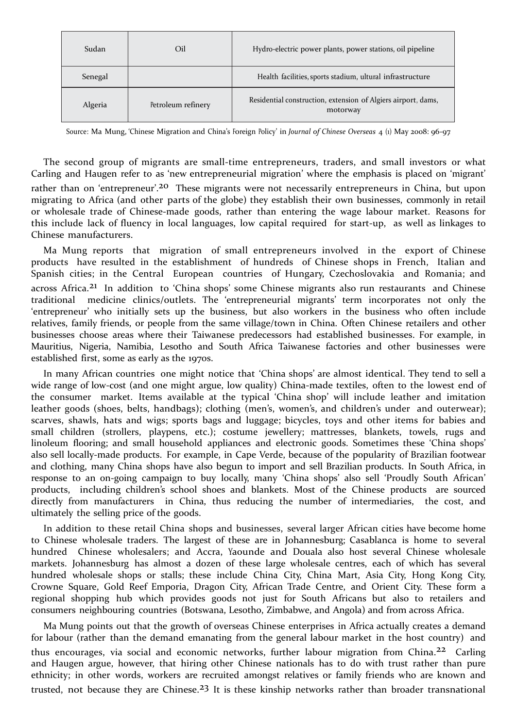| Sudan | Oil | Hydro-electric power plants, power stations, oil pipeline |
|---|---|---|
| Senegal | | Health facilities, sports stadium, ultural infrastructure |
| Algeria | Petroleum refinery | Residential construction, extension of Algiers airport, dams, motorway |

Source: Ma Mung, 'Chinese Migration and China's Foreign Policy' in *Journal of Chinese Overseas* 4 (1) May 2008: 96-97

The second group of migrants are small-time entrepreneurs, traders, and small investors or what Carling and Haugen refer to as 'new entrepreneurial migration' where the emphasis is placed on 'migrant' rather than on 'entrepreneur'.[20] These migrants were not necessarily entrepreneurs in China, but upon migrating to Africa (and other parts of the globe) they establish their own businesses, commonly in retail or wholesale trade of Chinese-made goods, rather than entering the wage labour market. Reasons for this include lack of fluency in local languages, low capital required for start-up, as well as linkages to Chinese manufacturers.

Ma Mung reports that migration of small entrepreneurs involved in the export of Chinese products have resulted in the establishment of hundreds of Chinese shops in French, Italian and Spanish cities; in the Central European countries of Hungary, Czechoslovakia and Romania; and across Africa.[21] In addition to 'China shops' some Chinese migrants also run restaurants and Chinese traditional medicine clinics/outlets. The 'entrepreneurial migrants' term incorporates not only the 'entrepreneur' who initially sets up the business, but also workers in the business who often include relatives, family friends, or people from the same village/town in China. Often Chinese retailers and other businesses choose areas where their Taiwanese predecessors had established businesses. For example, in Mauritius, Nigeria, Namibia, Lesotho and South Africa Taiwanese factories and other businesses were established first, some as early as the 1970s.

In many African countries one might notice that 'China shops' are almost identical. They tend to sell a wide range of low-cost (and one might argue, low quality) China-made textiles, often to the lowest end of the consumer market. Items available at the typical 'China shop' will include leather and imitation leather goods (shoes, belts, handbags); clothing (men's, women's, and children's under and outerwear); scarves, shawls, hats and wigs; sports bags and luggage; bicycles, toys and other items for babies and small children (strollers, playpens, etc.); costume jewellery; mattresses, blankets, towels, rugs and linoleum flooring; and small household appliances and electronic goods. Sometimes these 'China shops' also sell locally-made products. For example, in Cape Verde, because of the popularity of Brazilian footwear and clothing, many China shops have also begun to import and sell Brazilian products. In South Africa, in response to an on-going campaign to buy locally, many 'China shops' also sell 'Proudly South African' products, including children's school shoes and blankets. Most of the Chinese products are sourced directly from manufacturers in China, thus reducing the number of intermediaries, the cost, and ultimately the selling price of the goods.

In addition to these retail China shops and businesses, several larger African cities have become home to Chinese wholesale traders. The largest of these are in Johannesburg; Casablanca is home to several hundred Chinese wholesalers; and Accra, Yaounde and Douala also host several Chinese wholesale markets. Johannesburg has almost a dozen of these large wholesale centres, each of which has several hundred wholesale shops or stalls; these include China City, China Mart, Asia City, Hong Kong City, Crowne Square, Gold Reef Emporia, Dragon City, African Trade Centre, and Orient City. These form a regional shopping hub which provides goods not just for South Africans but also to retailers and consumers neighbouring countries (Botswana, Lesotho, Zimbabwe, and Angola) and from across Africa.

Ma Mung points out that the growth of overseas Chinese enterprises in Africa actually creates a demand for labour (rather than the demand emanating from the general labour market in the host country) and thus encourages, via social and economic networks, further labour migration from China.[22] Carling and Haugen argue, however, that hiring other Chinese nationals has to do with trust rather than pure ethnicity; in other words, workers are recruited amongst relatives or family friends who are known and trusted, not because they are Chinese.[23] It is these kinship networks rather than broader transnational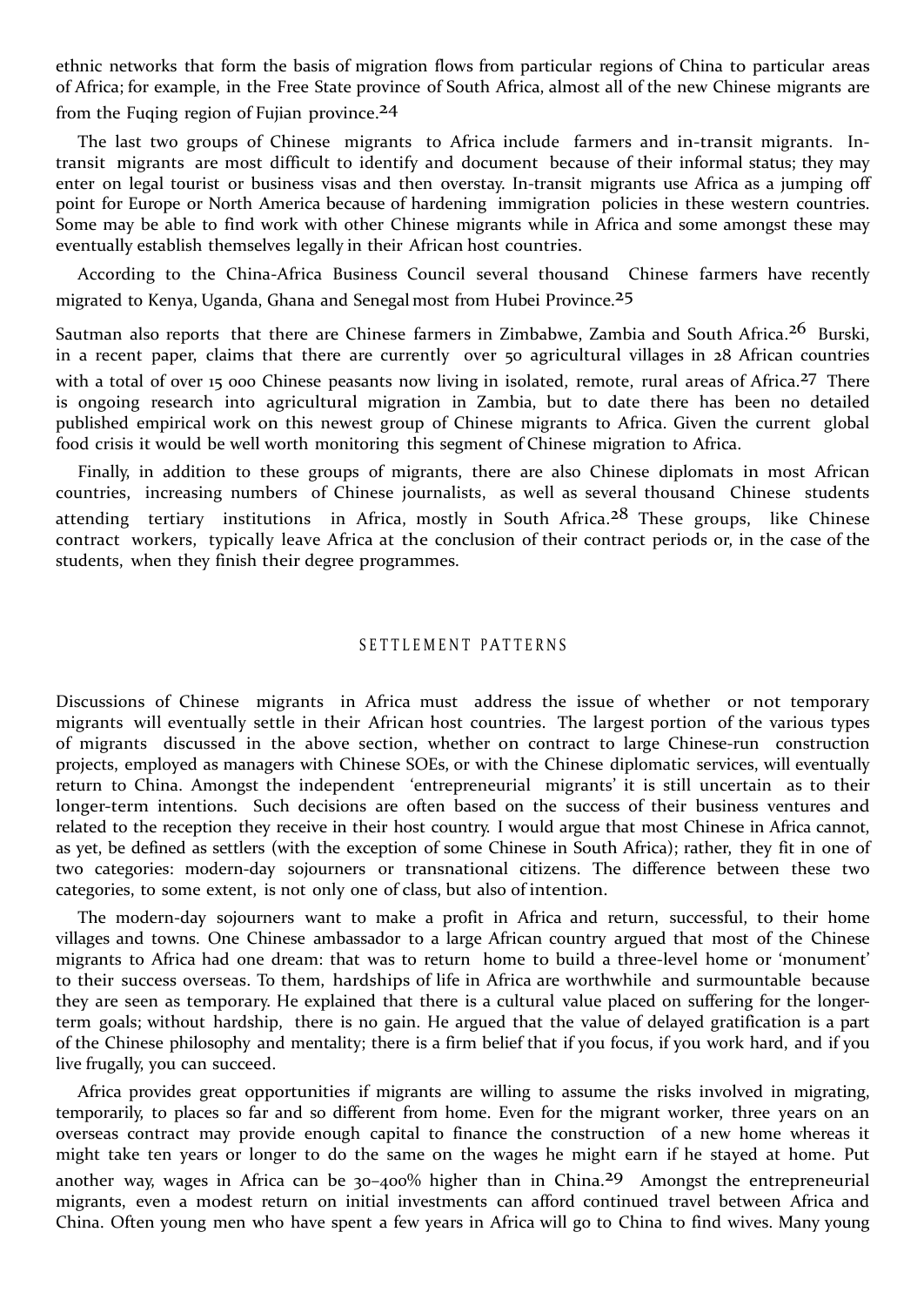ethnic networks that form the basis of migration flows from particular regions of China to particular areas of Africa; for example, in the Free State province of South Africa, almost all of the new Chinese migrants are from the Fuqing region of Fujian province.[24]

The last two groups of Chinese migrants to Africa include farmers and in-transit migrants. In-transit migrants are most difficult to identify and document because of their informal status; they may enter on legal tourist or business visas and then overstay. In-transit migrants use Africa as a jumping off point for Europe or North America because of hardening immigration policies in these western countries. Some may be able to find work with other Chinese migrants while in Africa and some amongst these may eventually establish themselves legally in their African host countries.

According to the China-Africa Business Council several thousand Chinese farmers have recently migrated to Kenya, Uganda, Ghana and Senegal most from Hubei Province.[25]

Sautman also reports that there are Chinese farmers in Zimbabwe, Zambia and South Africa.[26] Burski, in a recent paper, claims that there are currently over 50 agricultural villages in 28 African countries with a total of over 15 000 Chinese peasants now living in isolated, remote, rural areas of Africa.[27] There is ongoing research into agricultural migration in Zambia, but to date there has been no detailed published empirical work on this newest group of Chinese migrants to Africa. Given the current global food crisis it would be well worth monitoring this segment of Chinese migration to Africa.

Finally, in addition to these groups of migrants, there are also Chinese diplomats in most African countries, increasing numbers of Chinese journalists, as well as several thousand Chinese students attending tertiary institutions in Africa, mostly in South Africa.[28] These groups, like Chinese contract workers, typically leave Africa at the conclusion of their contract periods or, in the case of the students, when they finish their degree programmes.

## SETTLEMENT PATTERNS

Discussions of Chinese migrants in Africa must address the issue of whether or not temporary migrants will eventually settle in their African host countries. The largest portion of the various types of migrants discussed in the above section, whether on contract to large Chinese-run construction projects, employed as managers with Chinese SOEs, or with the Chinese diplomatic services, will eventually return to China. Amongst the independent 'entrepreneurial migrants' it is still uncertain as to their longer-term intentions. Such decisions are often based on the success of their business ventures and related to the reception they receive in their host country. I would argue that most Chinese in Africa cannot, as yet, be defined as settlers (with the exception of some Chinese in South Africa); rather, they fit in one of two categories: modern-day sojourners or transnational citizens. The difference between these two categories, to some extent, is not only one of class, but also of intention.

The modern-day sojourners want to make a profit in Africa and return, successful, to their home villages and towns. One Chinese ambassador to a large African country argued that most of the Chinese migrants to Africa had one dream: that was to return home to build a three-level home or 'monument' to their success overseas. To them, hardships of life in Africa are worthwhile and surmountable because they are seen as temporary. He explained that there is a cultural value placed on suffering for the longer-term goals; without hardship, there is no gain. He argued that the value of delayed gratification is a part of the Chinese philosophy and mentality; there is a firm belief that if you focus, if you work hard, and if you live frugally, you can succeed.

Africa provides great opportunities if migrants are willing to assume the risks involved in migrating, temporarily, to places so far and so different from home. Even for the migrant worker, three years on an overseas contract may provide enough capital to finance the construction of a new home whereas it might take ten years or longer to do the same on the wages he might earn if he stayed at home. Put another way, wages in Africa can be 30–400% higher than in China.[29] Amongst the entrepreneurial migrants, even a modest return on initial investments can afford continued travel between Africa and China. Often young men who have spent a few years in Africa will go to China to find wives. Many young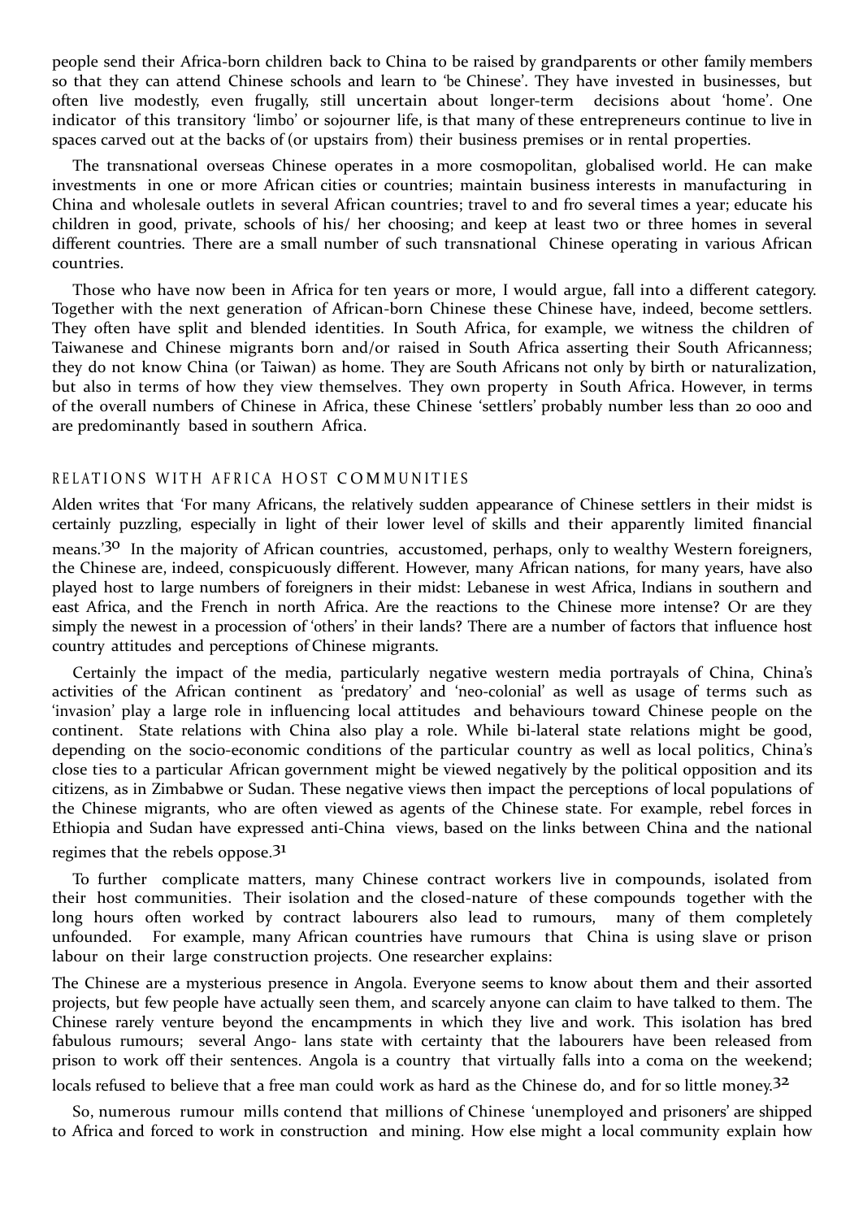people send their Africa-born children back to China to be raised by grandparents or other family members so that they can attend Chinese schools and learn to 'be Chinese'. They have invested in businesses, but often live modestly, even frugally, still uncertain about longer-term decisions about 'home'. One indicator of this transitory 'limbo' or sojourner life, is that many of these entrepreneurs continue to live in spaces carved out at the backs of (or upstairs from) their business premises or in rental properties.

The transnational overseas Chinese operates in a more cosmopolitan, globalised world. He can make investments in one or more African cities or countries; maintain business interests in manufacturing in China and wholesale outlets in several African countries; travel to and fro several times a year; educate his children in good, private, schools of his/ her choosing; and keep at least two or three homes in several different countries. There are a small number of such transnational Chinese operating in various African countries.

Those who have now been in Africa for ten years or more, I would argue, fall into a different category. Together with the next generation of African-born Chinese these Chinese have, indeed, become settlers. They often have split and blended identities. In South Africa, for example, we witness the children of Taiwanese and Chinese migrants born and/or raised in South Africa asserting their South Africanness; they do not know China (or Taiwan) as home. They are South Africans not only by birth or naturalization, but also in terms of how they view themselves. They own property in South Africa. However, in terms of the overall numbers of Chinese in Africa, these Chinese 'settlers' probably number less than 20 000 and are predominantly based in southern Africa.

## RELATIONS WITH AFRICA HOST COMMUNITIES

Alden writes that 'For many Africans, the relatively sudden appearance of Chinese settlers in their midst is certainly puzzling, especially in light of their lower level of skills and their apparently limited financial means.'[30] In the majority of African countries, accustomed, perhaps, only to wealthy Western foreigners, the Chinese are, indeed, conspicuously different. However, many African nations, for many years, have also played host to large numbers of foreigners in their midst: Lebanese in west Africa, Indians in southern and east Africa, and the French in north Africa. Are the reactions to the Chinese more intense? Or are they simply the newest in a procession of 'others' in their lands? There are a number of factors that influence host country attitudes and perceptions of Chinese migrants.

Certainly the impact of the media, particularly negative western media portrayals of China, China's activities of the African continent as 'predatory' and 'neo-colonial' as well as usage of terms such as 'invasion' play a large role in influencing local attitudes and behaviours toward Chinese people on the continent. State relations with China also play a role. While bi-lateral state relations might be good, depending on the socio-economic conditions of the particular country as well as local politics, China's close ties to a particular African government might be viewed negatively by the political opposition and its citizens, as in Zimbabwe or Sudan. These negative views then impact the perceptions of local populations of the Chinese migrants, who are often viewed as agents of the Chinese state. For example, rebel forces in Ethiopia and Sudan have expressed anti-China views, based on the links between China and the national regimes that the rebels oppose.[31]

To further complicate matters, many Chinese contract workers live in compounds, isolated from their host communities. Their isolation and the closed-nature of these compounds together with the long hours often worked by contract labourers also lead to rumours, many of them completely unfounded. For example, many African countries have rumours that China is using slave or prison labour on their large construction projects. One researcher explains:

The Chinese are a mysterious presence in Angola. Everyone seems to know about them and their assorted projects, but few people have actually seen them, and scarcely anyone can claim to have talked to them. The Chinese rarely venture beyond the encampments in which they live and work. This isolation has bred fabulous rumours; several Ango- lans state with certainty that the labourers have been released from prison to work off their sentences. Angola is a country that virtually falls into a coma on the weekend; locals refused to believe that a free man could work as hard as the Chinese do, and for so little money.[32]

So, numerous rumour mills contend that millions of Chinese 'unemployed and prisoners' are shipped to Africa and forced to work in construction and mining. How else might a local community explain how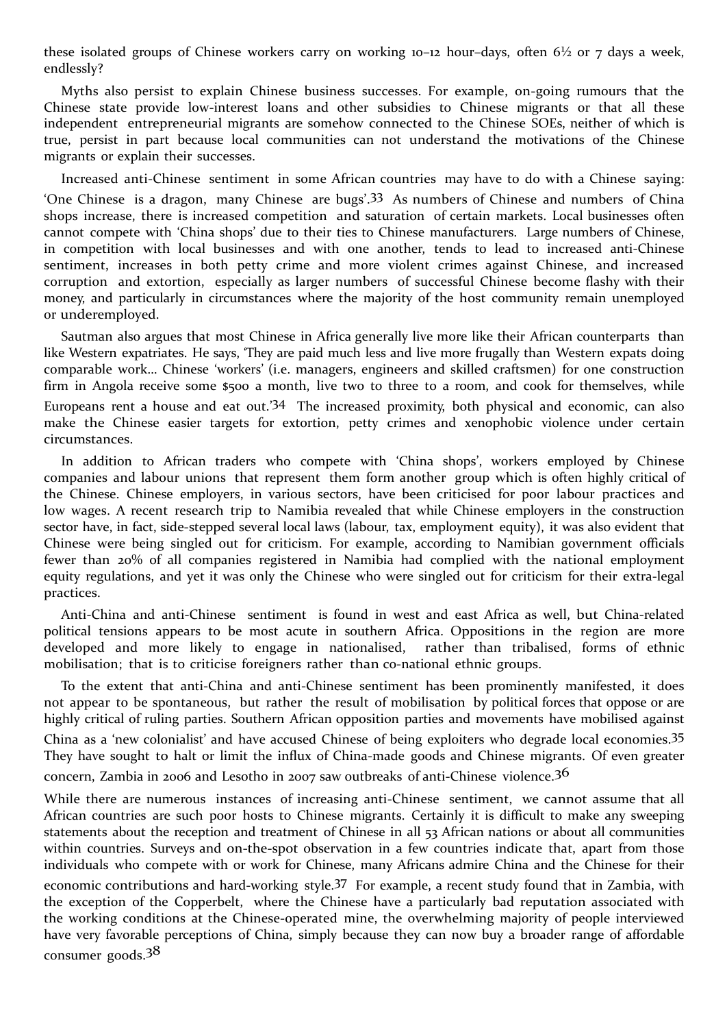these isolated groups of Chinese workers carry on working 10–12 hour–days, often 6½ or 7 days a week, endlessly?

Myths also persist to explain Chinese business successes. For example, on-going rumours that the Chinese state provide low-interest loans and other subsidies to Chinese migrants or that all these independent entrepreneurial migrants are somehow connected to the Chinese SOEs, neither of which is true, persist in part because local communities can not understand the motivations of the Chinese migrants or explain their successes.

Increased anti-Chinese sentiment in some African countries may have to do with a Chinese saying: 'One Chinese is a dragon, many Chinese are bugs'.[33] As numbers of Chinese and numbers of China shops increase, there is increased competition and saturation of certain markets. Local businesses often cannot compete with 'China shops' due to their ties to Chinese manufacturers. Large numbers of Chinese, in competition with local businesses and with one another, tends to lead to increased anti-Chinese sentiment, increases in both petty crime and more violent crimes against Chinese, and increased corruption and extortion, especially as larger numbers of successful Chinese become flashy with their money, and particularly in circumstances where the majority of the host community remain unemployed or underemployed.

Sautman also argues that most Chinese in Africa generally live more like their African counterparts than like Western expatriates. He says, 'They are paid much less and live more frugally than Western expats doing comparable work... Chinese 'workers' (i.e. managers, engineers and skilled craftsmen) for one construction firm in Angola receive some $500 a month, live two to three to a room, and cook for themselves, while Europeans rent a house and eat out.'[34] The increased proximity, both physical and economic, can also make the Chinese easier targets for extortion, petty crimes and xenophobic violence under certain circumstances.

In addition to African traders who compete with 'China shops', workers employed by Chinese companies and labour unions that represent them form another group which is often highly critical of the Chinese. Chinese employers, in various sectors, have been criticised for poor labour practices and low wages. A recent research trip to Namibia revealed that while Chinese employers in the construction sector have, in fact, side-stepped several local laws (labour, tax, employment equity), it was also evident that Chinese were being singled out for criticism. For example, according to Namibian government officials fewer than 20% of all companies registered in Namibia had complied with the national employment equity regulations, and yet it was only the Chinese who were singled out for criticism for their extra-legal practices.

Anti-China and anti-Chinese sentiment is found in west and east Africa as well, but China-related political tensions appears to be most acute in southern Africa. Oppositions in the region are more developed and more likely to engage in nationalised, rather than tribalised, forms of ethnic mobilisation; that is to criticise foreigners rather than co-national ethnic groups.

To the extent that anti-China and anti-Chinese sentiment has been prominently manifested, it does not appear to be spontaneous, but rather the result of mobilisation by political forces that oppose or are highly critical of ruling parties. Southern African opposition parties and movements have mobilised against China as a 'new colonialist' and have accused Chinese of being exploiters who degrade local economies.[35] They have sought to halt or limit the influx of China-made goods and Chinese migrants. Of even greater concern, Zambia in 2006 and Lesotho in 2007 saw outbreaks of anti-Chinese violence.[36]

While there are numerous instances of increasing anti-Chinese sentiment, we cannot assume that all African countries are such poor hosts to Chinese migrants. Certainly it is difficult to make any sweeping statements about the reception and treatment of Chinese in all 53 African nations or about all communities within countries. Surveys and on-the-spot observation in a few countries indicate that, apart from those individuals who compete with or work for Chinese, many Africans admire China and the Chinese for their economic contributions and hard-working style.[37] For example, a recent study found that in Zambia, with the exception of the Copperbelt, where the Chinese have a particularly bad reputation associated with the working conditions at the Chinese-operated mine, the overwhelming majority of people interviewed have very favorable perceptions of China, simply because they can now buy a broader range of affordable consumer goods.[38]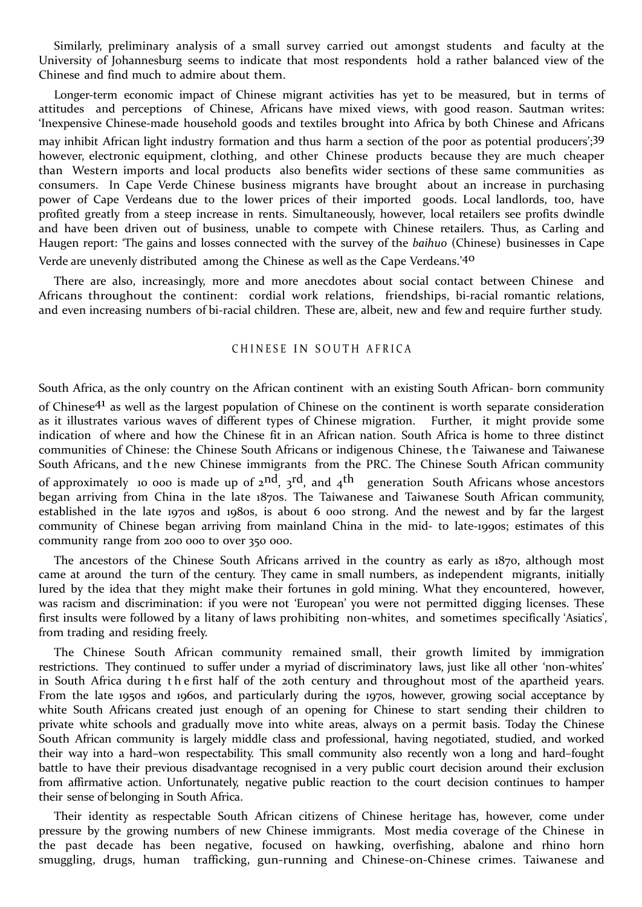Similarly, preliminary analysis of a small survey carried out amongst students and faculty at the University of Johannesburg seems to indicate that most respondents hold a rather balanced view of the Chinese and find much to admire about them.

Longer-term economic impact of Chinese migrant activities has yet to be measured, but in terms of attitudes and perceptions of Chinese, Africans have mixed views, with good reason. Sautman writes: 'Inexpensive Chinese-made household goods and textiles brought into Africa by both Chinese and Africans may inhibit African light industry formation and thus harm a section of the poor as potential producers';[39] however, electronic equipment, clothing, and other Chinese products because they are much cheaper than Western imports and local products also benefits wider sections of these same communities as consumers. In Cape Verde Chinese business migrants have brought about an increase in purchasing power of Cape Verdeans due to the lower prices of their imported goods. Local landlords, too, have profited greatly from a steep increase in rents. Simultaneously, however, local retailers see profits dwindle and have been driven out of business, unable to compete with Chinese retailers. Thus, as Carling and Haugen report: 'The gains and losses connected with the survey of the *baihuo* (Chinese) businesses in Cape Verde are unevenly distributed among the Chinese as well as the Cape Verdeans.'[40]

There are also, increasingly, more and more anecdotes about social contact between Chinese and Africans throughout the continent: cordial work relations, friendships, bi-racial romantic relations, and even increasing numbers of bi-racial children. These are, albeit, new and few and require further study.

## CHINESE IN SOUTH AFRICA

South Africa, as the only country on the African continent with an existing South African- born community of Chinese[41] as well as the largest population of Chinese on the continent is worth separate consideration as it illustrates various waves of different types of Chinese migration. Further, it might provide some indication of where and how the Chinese fit in an African nation. South Africa is home to three distinct communities of Chinese: the Chinese South Africans or indigenous Chinese, the Taiwanese and Taiwanese South Africans, and the new Chinese immigrants from the PRC. The Chinese South African community of approximately 10 000 is made up of 2nd, 3rd, and 4th generation South Africans whose ancestors began arriving from China in the late 1870s. The Taiwanese and Taiwanese South African community, established in the late 1970s and 1980s, is about 6 000 strong. And the newest and by far the largest community of Chinese began arriving from mainland China in the mid- to late-1990s; estimates of this community range from 200 000 to over 350 000.

The ancestors of the Chinese South Africans arrived in the country as early as 1870, although most came at around the turn of the century. They came in small numbers, as independent migrants, initially lured by the idea that they might make their fortunes in gold mining. What they encountered, however, was racism and discrimination: if you were not 'European' you were not permitted digging licenses. These first insults were followed by a litany of laws prohibiting non-whites, and sometimes specifically 'Asiatics', from trading and residing freely.

The Chinese South African community remained small, their growth limited by immigration restrictions. They continued to suffer under a myriad of discriminatory laws, just like all other 'non-whites' in South Africa during the first half of the 20th century and throughout most of the apartheid years. From the late 1950s and 1960s, and particularly during the 1970s, however, growing social acceptance by white South Africans created just enough of an opening for Chinese to start sending their children to private white schools and gradually move into white areas, always on a permit basis. Today the Chinese South African community is largely middle class and professional, having negotiated, studied, and worked their way into a hard–won respectability. This small community also recently won a long and hard–fought battle to have their previous disadvantage recognised in a very public court decision around their exclusion from affirmative action. Unfortunately, negative public reaction to the court decision continues to hamper their sense of belonging in South Africa.

Their identity as respectable South African citizens of Chinese heritage has, however, come under pressure by the growing numbers of new Chinese immigrants. Most media coverage of the Chinese in the past decade has been negative, focused on hawking, overfishing, abalone and rhino horn smuggling, drugs, human trafficking, gun-running and Chinese-on-Chinese crimes. Taiwanese and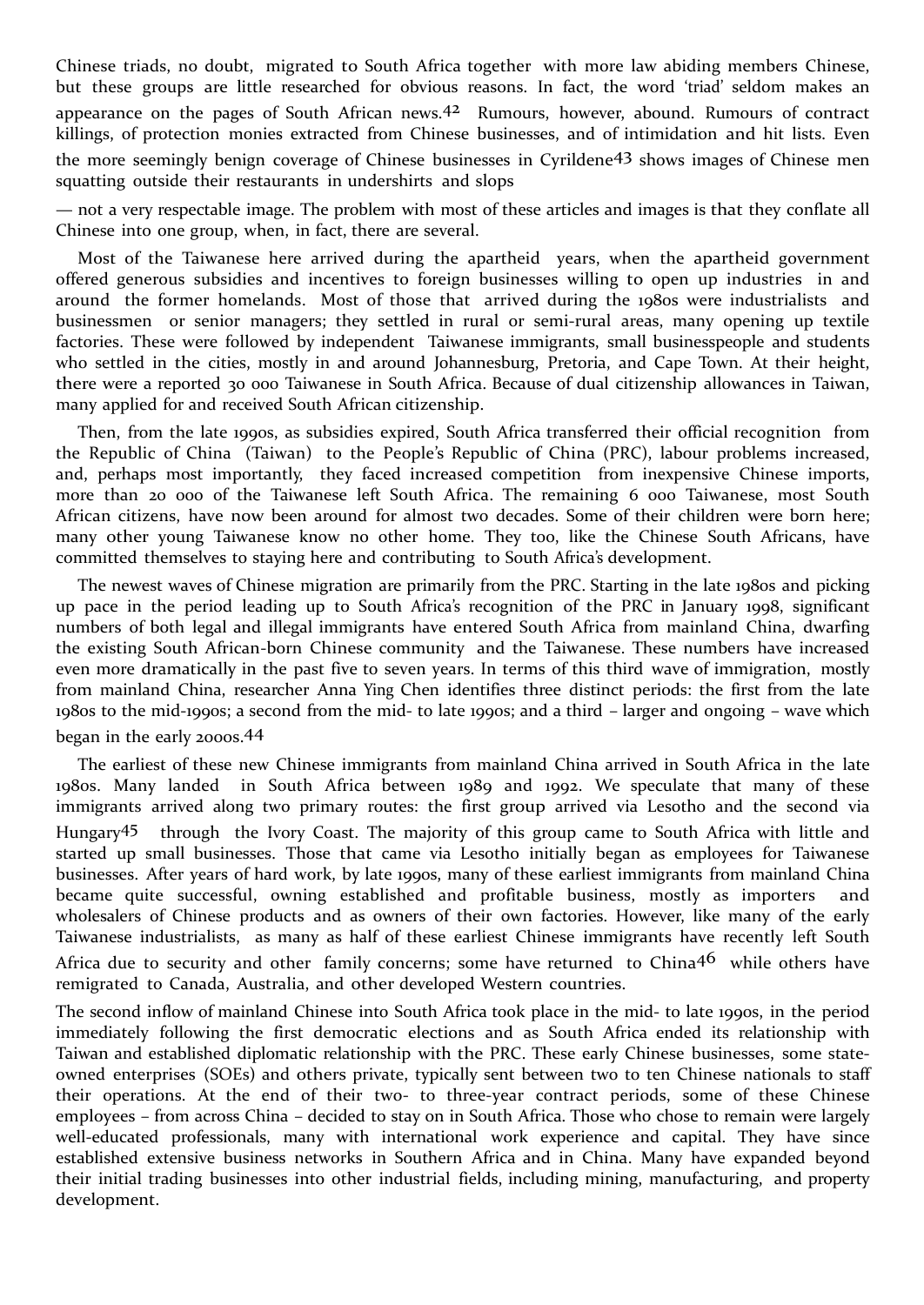Chinese triads, no doubt, migrated to South Africa together with more law abiding members Chinese, but these groups are little researched for obvious reasons. In fact, the word 'triad' seldom makes an appearance on the pages of South African news.[42] Rumours, however, abound. Rumours of contract killings, of protection monies extracted from Chinese businesses, and of intimidation and hit lists. Even the more seemingly benign coverage of Chinese businesses in Cyrildene[43] shows images of Chinese men squatting outside their restaurants in undershirts and slops

— not a very respectable image. The problem with most of these articles and images is that they conflate all Chinese into one group, when, in fact, there are several.

Most of the Taiwanese here arrived during the apartheid years, when the apartheid government offered generous subsidies and incentives to foreign businesses willing to open up industries in and around the former homelands. Most of those that arrived during the 1980s were industrialists and businessmen or senior managers; they settled in rural or semi-rural areas, many opening up textile factories. These were followed by independent Taiwanese immigrants, small businesspeople and students who settled in the cities, mostly in and around Johannesburg, Pretoria, and Cape Town. At their height, there were a reported 30 000 Taiwanese in South Africa. Because of dual citizenship allowances in Taiwan, many applied for and received South African citizenship.

Then, from the late 1990s, as subsidies expired, South Africa transferred their official recognition from the Republic of China (Taiwan) to the People's Republic of China (PRC), labour problems increased, and, perhaps most importantly, they faced increased competition from inexpensive Chinese imports, more than 20 000 of the Taiwanese left South Africa. The remaining 6 000 Taiwanese, most South African citizens, have now been around for almost two decades. Some of their children were born here; many other young Taiwanese know no other home. They too, like the Chinese South Africans, have committed themselves to staying here and contributing to South Africa's development.

The newest waves of Chinese migration are primarily from the PRC. Starting in the late 1980s and picking up pace in the period leading up to South Africa's recognition of the PRC in January 1998, significant numbers of both legal and illegal immigrants have entered South Africa from mainland China, dwarfing the existing South African-born Chinese community and the Taiwanese. These numbers have increased even more dramatically in the past five to seven years. In terms of this third wave of immigration, mostly from mainland China, researcher Anna Ying Chen identifies three distinct periods: the first from the late 1980s to the mid-1990s; a second from the mid- to late 1990s; and a third – larger and ongoing – wave which began in the early 2000s.[44]

The earliest of these new Chinese immigrants from mainland China arrived in South Africa in the late 1980s. Many landed in South Africa between 1989 and 1992. We speculate that many of these immigrants arrived along two primary routes: the first group arrived via Lesotho and the second via Hungary[45] through the Ivory Coast. The majority of this group came to South Africa with little and started up small businesses. Those that came via Lesotho initially began as employees for Taiwanese businesses. After years of hard work, by late 1990s, many of these earliest immigrants from mainland China became quite successful, owning established and profitable business, mostly as importers and wholesalers of Chinese products and as owners of their own factories. However, like many of the early Taiwanese industrialists, as many as half of these earliest Chinese immigrants have recently left South Africa due to security and other family concerns; some have returned to China[46] while others have remigrated to Canada, Australia, and other developed Western countries.

The second inflow of mainland Chinese into South Africa took place in the mid- to late 1990s, in the period immediately following the first democratic elections and as South Africa ended its relationship with Taiwan and established diplomatic relationship with the PRC. These early Chinese businesses, some state-owned enterprises (SOEs) and others private, typically sent between two to ten Chinese nationals to staff their operations. At the end of their two- to three-year contract periods, some of these Chinese employees – from across China – decided to stay on in South Africa. Those who chose to remain were largely well-educated professionals, many with international work experience and capital. They have since established extensive business networks in Southern Africa and in China. Many have expanded beyond their initial trading businesses into other industrial fields, including mining, manufacturing, and property development.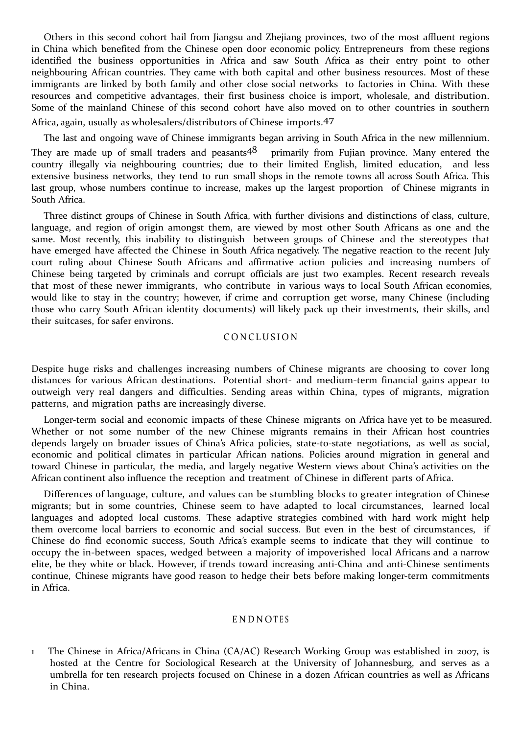Others in this second cohort hail from Jiangsu and Zhejiang provinces, two of the most affluent regions in China which benefited from the Chinese open door economic policy. Entrepreneurs from these regions identified the business opportunities in Africa and saw South Africa as their entry point to other neighbouring African countries. They came with both capital and other business resources. Most of these immigrants are linked by both family and other close social networks to factories in China. With these resources and competitive advantages, their first business choice is import, wholesale, and distribution. Some of the mainland Chinese of this second cohort have also moved on to other countries in southern Africa, again, usually as wholesalers/distributors of Chinese imports.[47]

The last and ongoing wave of Chinese immigrants began arriving in South Africa in the new millennium. They are made up of small traders and peasants[48] primarily from Fujian province. Many entered the country illegally via neighbouring countries; due to their limited English, limited education, and less extensive business networks, they tend to run small shops in the remote towns all across South Africa. This last group, whose numbers continue to increase, makes up the largest proportion of Chinese migrants in South Africa.

Three distinct groups of Chinese in South Africa, with further divisions and distinctions of class, culture, language, and region of origin amongst them, are viewed by most other South Africans as one and the same. Most recently, this inability to distinguish between groups of Chinese and the stereotypes that have emerged have affected the Chinese in South Africa negatively. The negative reaction to the recent July court ruling about Chinese South Africans and affirmative action policies and increasing numbers of Chinese being targeted by criminals and corrupt officials are just two examples. Recent research reveals that most of these newer immigrants, who contribute in various ways to local South African economies, would like to stay in the country; however, if crime and corruption get worse, many Chinese (including those who carry South African identity documents) will likely pack up their investments, their skills, and their suitcases, for safer environs.

## CONCLUSION

Despite huge risks and challenges increasing numbers of Chinese migrants are choosing to cover long distances for various African destinations. Potential short- and medium-term financial gains appear to outweigh very real dangers and difficulties. Sending areas within China, types of migrants, migration patterns, and migration paths are increasingly diverse.

Longer-term social and economic impacts of these Chinese migrants on Africa have yet to be measured. Whether or not some number of the new Chinese migrants remains in their African host countries depends largely on broader issues of China's Africa policies, state-to-state negotiations, as well as social, economic and political climates in particular African nations. Policies around migration in general and toward Chinese in particular, the media, and largely negative Western views about China's activities on the African continent also influence the reception and treatment of Chinese in different parts of Africa.

Differences of language, culture, and values can be stumbling blocks to greater integration of Chinese migrants; but in some countries, Chinese seem to have adapted to local circumstances, learned local languages and adopted local customs. These adaptive strategies combined with hard work might help them overcome local barriers to economic and social success. But even in the best of circumstances, if Chinese do find economic success, South Africa's example seems to indicate that they will continue to occupy the in-between spaces, wedged between a majority of impoverished local Africans and a narrow elite, be they white or black. However, if trends toward increasing anti-China and anti-Chinese sentiments continue, Chinese migrants have good reason to hedge their bets before making longer-term commitments in Africa.

## ENDNOTES

1 The Chinese in Africa/Africans in China (CA/AC) Research Working Group was established in 2007, is hosted at the Centre for Sociological Research at the University of Johannesburg, and serves as a umbrella for ten research projects focused on Chinese in a dozen African countries as well as Africans in China.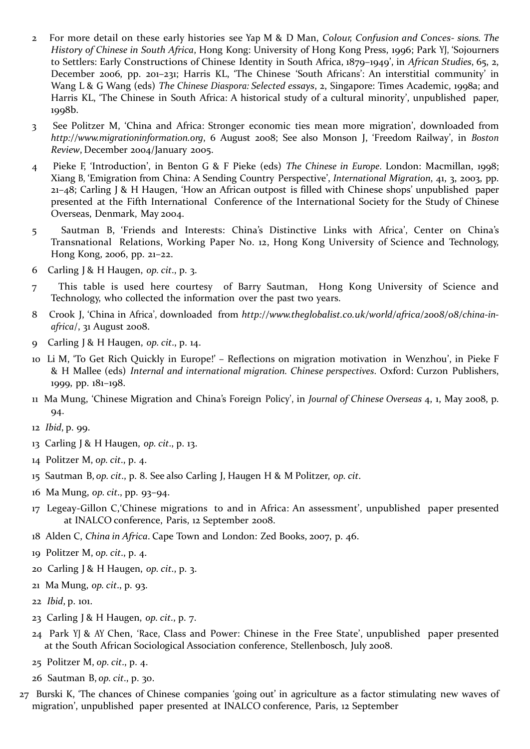2 For more detail on these early histories see Yap M & D Man, *Colour, Confusion and Conces- sions. The History of Chinese in South Africa*, Hong Kong: University of Hong Kong Press, 1996; Park YJ, 'Sojourners to Settlers: Early Constructions of Chinese Identity in South Africa, 1879–1949', in *African Studies*, 65, 2, December 2006, pp. 201–231; Harris KL, 'The Chinese 'South Africans': An interstitial community' in Wang L & G Wang (eds) *The Chinese Diaspora: Selected essays*, 2, Singapore: Times Academic, 1998a; and Harris KL, 'The Chinese in South Africa: A historical study of a cultural minority', unpublished paper, 1998b.

3 See Politzer M, 'China and Africa: Stronger economic ties mean more migration', downloaded from *http://www.migrationinformation.org*, 6 August 2008; See also Monson J, 'Freedom Railway', in *Boston Review*, December 2004/January 2005.

4 Pieke F, 'Introduction', in Benton G & F Pieke (eds) *The Chinese in Europe*. London: Macmillan, 1998; Xiang B, 'Emigration from China: A Sending Country Perspective', *International Migration*, 41, 3, 2003, pp. 21–48; Carling J & H Haugen, 'How an African outpost is filled with Chinese shops' unpublished paper presented at the Fifth International Conference of the International Society for the Study of Chinese Overseas, Denmark, May 2004.

5 Sautman B, 'Friends and Interests: China's Distinctive Links with Africa', Center on China's Transnational Relations, Working Paper No. 12, Hong Kong University of Science and Technology, Hong Kong, 2006, pp. 21–22.

6 Carling J & H Haugen, *op. cit*., p. 3.

7 This table is used here courtesy of Barry Sautman, Hong Kong University of Science and Technology, who collected the information over the past two years.

8 Crook J, 'China in Africa', downloaded from *http://www.theglobalist.co.uk/world/africa/2008/08/china-in-africa/*, 31 August 2008.

9 Carling J & H Haugen, *op. cit*., p. 14.

10 Li M, "To Get Rich Quickly in Europe!' – Reflections on migration motivation in Wenzhou', in Pieke F & H Mallee (eds) *Internal and international migration. Chinese perspectives*. Oxford: Curzon Publishers, 1999, pp. 181–198.

11 Ma Mung, 'Chinese Migration and China's Foreign Policy', in *Journal of Chinese Overseas* 4, 1, May 2008, p. 94.

12 *Ibid*, p. 99.

13 Carling J & H Haugen, *op. cit*., p. 13.

14 Politzer M, *op. cit*., p. 4.

15 Sautman B, *op. cit*., p. 8. See also Carling J, Haugen H & M Politzer, *op. cit*.

16 Ma Mung, *op. cit*., pp. 93–94.

17 Legeay-Gillon C,'Chinese migrations to and in Africa: An assessment', unpublished paper presented at INALCO conference, Paris, 12 September 2008.

18 Alden C, *China in Africa*. Cape Town and London: Zed Books, 2007, p. 46.

19 Politzer M, *op. cit*., p. 4.

20 Carling J & H Haugen, *op. cit*., p. 3.

21 Ma Mung, *op. cit*., p. 93.

22 *Ibid*, p. 101.

23 Carling J & H Haugen, *op. cit*., p. 7.

24 Park YJ & AY Chen, 'Race, Class and Power: Chinese in the Free State', unpublished paper presented at the South African Sociological Association conference, Stellenbosch, July 2008.

25 Politzer M, *op. cit*., p. 4.

26 Sautman B, *op. cit*., p. 30.

27 Burski K, 'The chances of Chinese companies 'going out' in agriculture as a factor stimulating new waves of migration', unpublished paper presented at INALCO conference, Paris, 12 September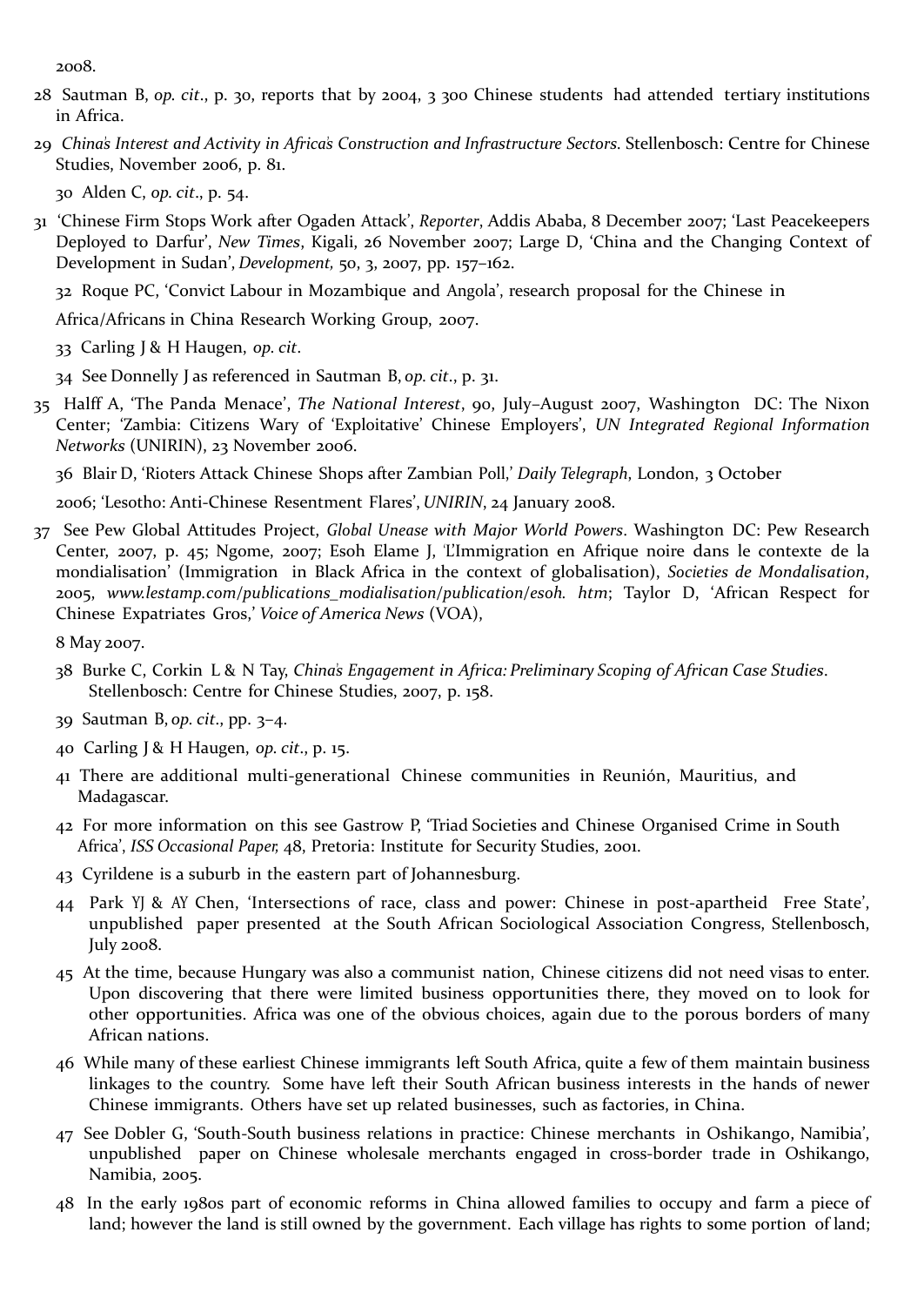2008.

28 Sautman B, *op. cit*., p. 30, reports that by 2004, 3 300 Chinese students had attended tertiary institutions in Africa.

29 *China's Interest and Activity in Africa's Construction and Infrastructure Sectors*. Stellenbosch: Centre for Chinese Studies, November 2006, p. 81.

30 Alden C, *op. cit*., p. 54.

31 'Chinese Firm Stops Work after Ogaden Attack', *Reporter*, Addis Ababa, 8 December 2007; 'Last Peacekeepers Deployed to Darfur', *New Times*, Kigali, 26 November 2007; Large D, 'China and the Changing Context of Development in Sudan', *Development*, 50, 3, 2007, pp. 157–162.

32 Roque PC, 'Convict Labour in Mozambique and Angola', research proposal for the Chinese in Africa/Africans in China Research Working Group, 2007.

33 Carling J & H Haugen, *op. cit*.

34 See Donnelly J as referenced in Sautman B, *op. cit*., p. 31.

35 Halff A, 'The Panda Menace', *The National Interest*, 90, July–August 2007, Washington DC: The Nixon Center; 'Zambia: Citizens Wary of 'Exploitative' Chinese Employers', *UN Integrated Regional Information Networks* (UNIRIN), 23 November 2006.

36 Blair D, 'Rioters Attack Chinese Shops after Zambian Poll,' *Daily Telegraph*, London, 3 October 2006; 'Lesotho: Anti-Chinese Resentment Flares', *UNIRIN*, 24 January 2008.

37 See Pew Global Attitudes Project, *Global Unease with Major World Powers*. Washington DC: Pew Research Center, 2007, p. 45; Ngome, 2007; Esoh Elame J, 'L'Immigration en Afrique noire dans le contexte de la mondialisation' (Immigration in Black Africa in the context of globalisation), *Societies de Mondalisation*, 2005, *www.lestamp.com/publications_modialisation/publication/esoh. htm*; Taylor D, 'African Respect for Chinese Expatriates Gros,' *Voice of America News* (VOA), 8 May 2007.

38 Burke C, Corkin L & N Tay, *China's Engagement in Africa: Preliminary Scoping of African Case Studies*. Stellenbosch: Centre for Chinese Studies, 2007, p. 158.

39 Sautman B, *op. cit*., pp. 3–4.

40 Carling J & H Haugen, *op. cit*., p. 15.

41 There are additional multi-generational Chinese communities in Reunión, Mauritius, and Madagascar.

42 For more information on this see Gastrow P, 'Triad Societies and Chinese Organised Crime in South Africa', *ISS Occasional Paper,* 48, Pretoria: Institute for Security Studies, 2001.

43 Cyrildene is a suburb in the eastern part of Johannesburg.

44 Park YJ & AY Chen, 'Intersections of race, class and power: Chinese in post-apartheid Free State', unpublished paper presented at the South African Sociological Association Congress, Stellenbosch, July 2008.

45 At the time, because Hungary was also a communist nation, Chinese citizens did not need visas to enter. Upon discovering that there were limited business opportunities there, they moved on to look for other opportunities. Africa was one of the obvious choices, again due to the porous borders of many African nations.

46 While many of these earliest Chinese immigrants left South Africa, quite a few of them maintain business linkages to the country. Some have left their South African business interests in the hands of newer Chinese immigrants. Others have set up related businesses, such as factories, in China.

47 See Dobler G, 'South-South business relations in practice: Chinese merchants in Oshikango, Namibia', unpublished paper on Chinese wholesale merchants engaged in cross-border trade in Oshikango, Namibia, 2005.

48 In the early 1980s part of economic reforms in China allowed families to occupy and farm a piece of land; however the land is still owned by the government. Each village has rights to some portion of land;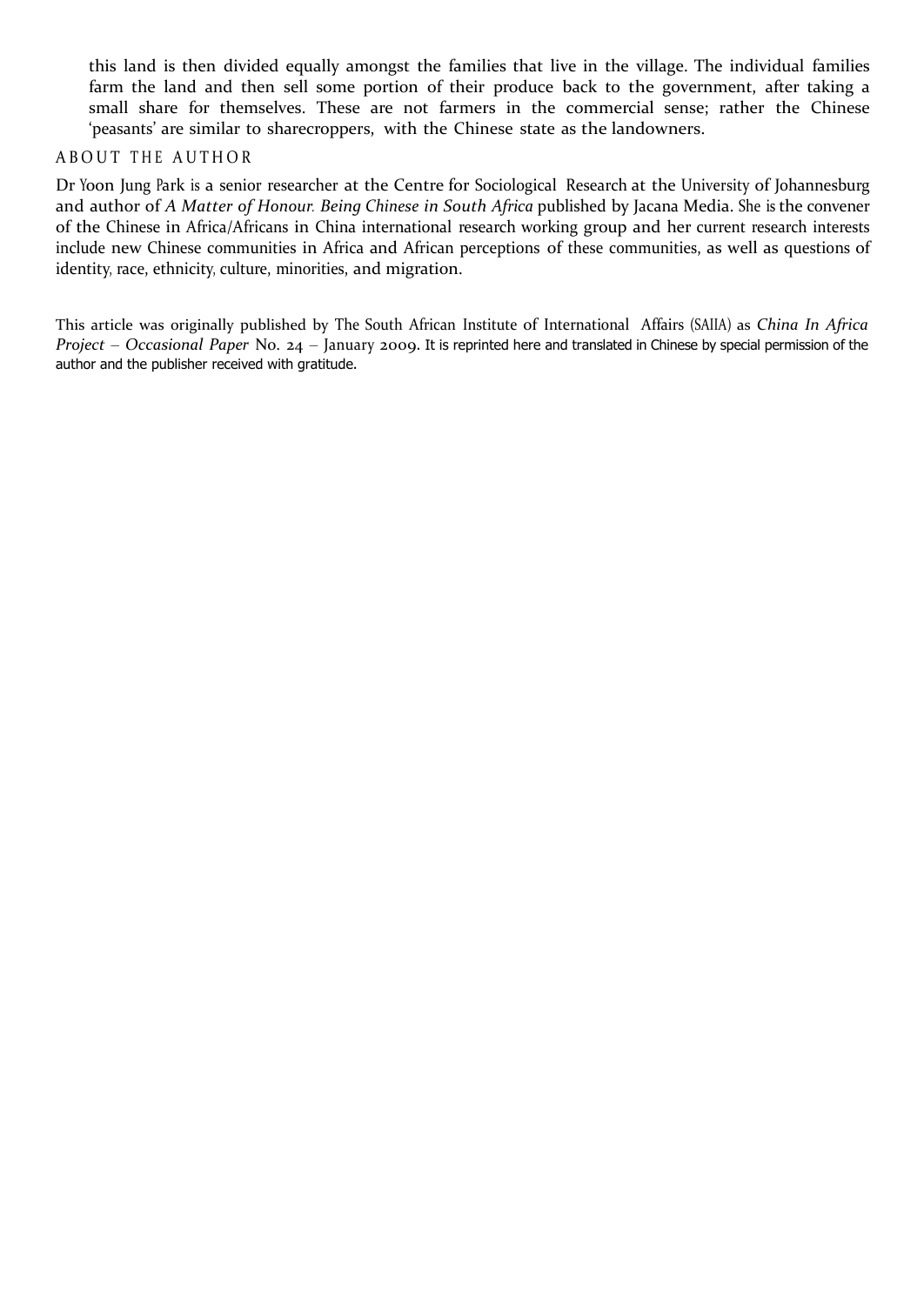this land is then divided equally amongst the families that live in the village. The individual families farm the land and then sell some portion of their produce back to the government, after taking a small share for themselves. These are not farmers in the commercial sense; rather the Chinese 'peasants' are similar to sharecroppers, with the Chinese state as the landowners.

## ABOUT THE AUTHOR

Dr Yoon Jung Park is a senior researcher at the Centre for Sociological Research at the University of Johannesburg and author of *A Matter of Honour. Being Chinese in South Africa* published by Jacana Media. She is the convener of the Chinese in Africa/Africans in China international research working group and her current research interests include new Chinese communities in Africa and African perceptions of these communities, as well as questions of identity, race, ethnicity, culture, minorities, and migration.

This article was originally published by The South African Institute of International Affairs (SAIIA) as *China In Africa Project – Occasional Paper* No. 24 – January 2009. It is reprinted here and translated in Chinese by special permission of the author and the publisher received with gratitude.